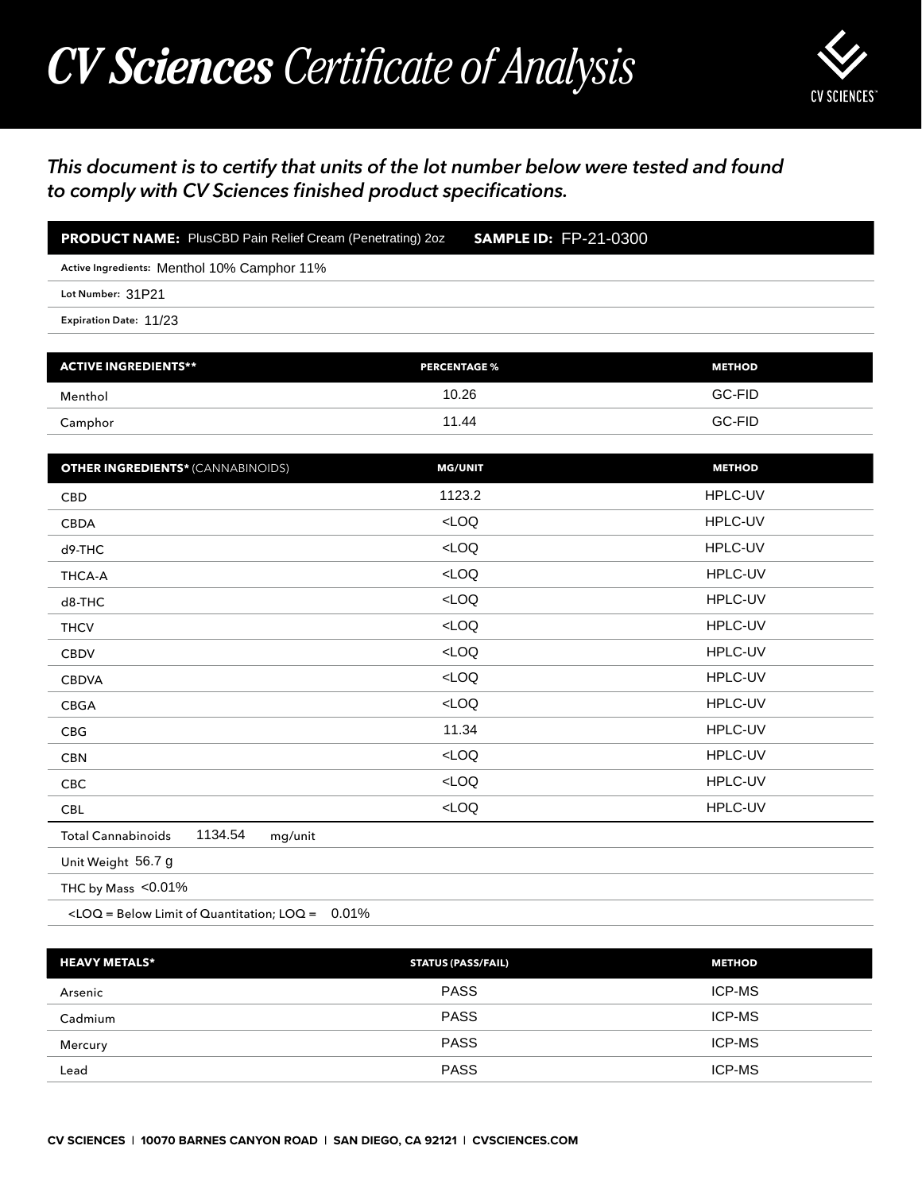# *CV Sciences Certificate of Analysis*

CV SCIENCES™

*This document is to certify that units of the lot number below were tested and found to comply with CV Sciences finished product specifications.*

**PRODUCT NAME:** PlusCBD Pain Relief Cream (Penetrating) 2oz **SAMPLE ID:** FP-21-0300

Active Ingredients: Menthol 10% Camphor 11%

Lot Number: 31P21

Expiration Date: 11/23

| ACTIVE INGREDIENTS** | PERCENTAGE % | METHOD |
|---|---|---|
| Menthol | 10.26 | GC-FID |
| Camphor | 11.44 | GC-FID |

| OTHER INGREDIENTS* (CANNABINOIDS) | MG/UNIT | METHOD |
|---|---|---|
| CBD | 1123.2 | HPLC-UV |
| CBDA | <LOQ | HPLC-UV |
| d9-THC | <LOQ | HPLC-UV |
| THCA-A | <LOQ | HPLC-UV |
| d8-THC | <LOQ | HPLC-UV |
| THCV | <LOQ | HPLC-UV |
| CBDV | <LOQ | HPLC-UV |
| CBDVA | <LOQ | HPLC-UV |
| CBGA | <LOQ | HPLC-UV |
| CBG | 11.34 | HPLC-UV |
| CBN | <LOQ | HPLC-UV |
| CBC | <LOQ | HPLC-UV |
| CBL | <LOQ | HPLC-UV |

Total Cannabinoids 1134.54 mg/unit

Unit Weight 56.7 g

THC by Mass <0.01%

<LOQ = Below Limit of Quantitation; LOQ = 0.01%

| HEAVY METALS* | STATUS (PASS/FAIL) | METHOD |
|---|---|---|
| Arsenic | PASS | ICP-MS |
| Cadmium | PASS | ICP-MS |
| Mercury | PASS | ICP-MS |
| Lead | PASS | ICP-MS |

CV SCIENCES | 10070 BARNES CANYON ROAD | SAN DIEGO, CA 92121 | CVSCIENCES.COM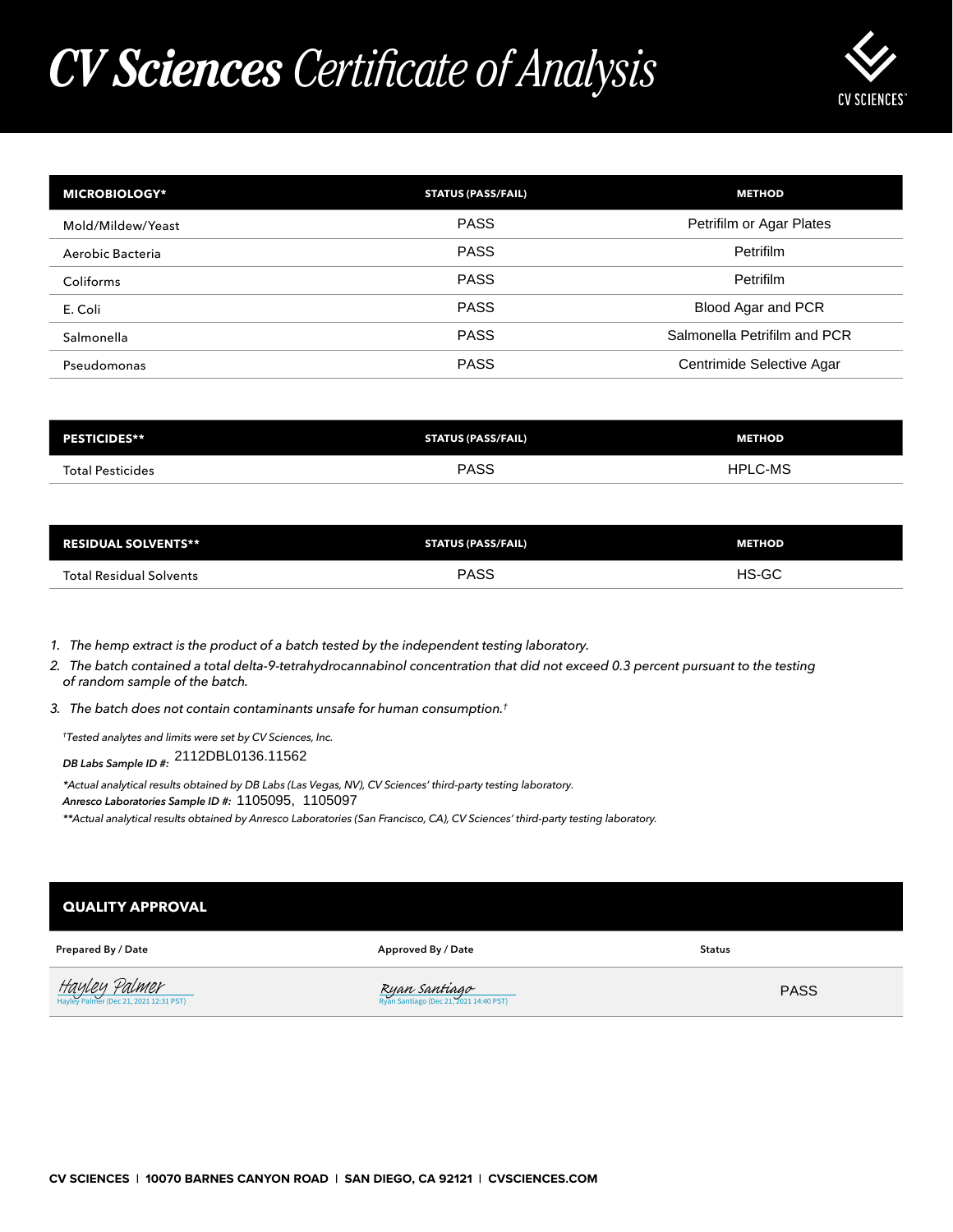# *CV Sciences* Certificate of Analysis

| MICROBIOLOGY* | STATUS (PASS/FAIL) | METHOD |
|---|---|---|
| Mold/Mildew/Yeast | PASS | Petrifilm or Agar Plates |
| Aerobic Bacteria | PASS | Petrifilm |
| Coliforms | PASS | Petrifilm |
| E. Coli | PASS | Blood Agar and PCR |
| Salmonella | PASS | Salmonella Petrifilm and PCR |
| Pseudomonas | PASS | Centrimide Selective Agar |

| PESTICIDES** | STATUS (PASS/FAIL) | METHOD |
|---|---|---|
| Total Pesticides | PASS | HPLC-MS |

| RESIDUAL SOLVENTS** | STATUS (PASS/FAIL) | METHOD |
|---|---|---|
| Total Residual Solvents | PASS | HS-GC |

1. *The hemp extract is the product of a batch tested by the independent testing laboratory.*
2. *The batch contained a total delta-9-tetrahydrocannabinol concentration that did not exceed 0.3 percent pursuant to the testing of random sample of the batch.*
3. *The batch does not contain contaminants unsafe for human consumption.*[†]

*[†]Tested analytes and limits were set by CV Sciences, Inc.*

***DB Labs Sample ID #:*** 2112DBL0136.11562

*\*Actual analytical results obtained by DB Labs (Las Vegas, NV), CV Sciences' third-party testing laboratory.*

***Anresco Laboratories Sample ID #:*** 1105095, 1105097

*\*\*Actual analytical results obtained by Anresco Laboratories (San Francisco, CA), CV Sciences' third-party testing laboratory.*

## QUALITY APPROVAL

| Prepared By / Date | Approved By / Date | Status |
|---|---|---|
| Hayley Palmer<br>Hayley Palmer (Dec 21, 2021 12:31 PST) | Ryan Santiago<br>Ryan Santiago (Dec 21, 2021 14:40 PST) | PASS |

**CV SCIENCES | 10070 BARNES CANYON ROAD | SAN DIEGO, CA 92121 | CVSCIENCES.COM**